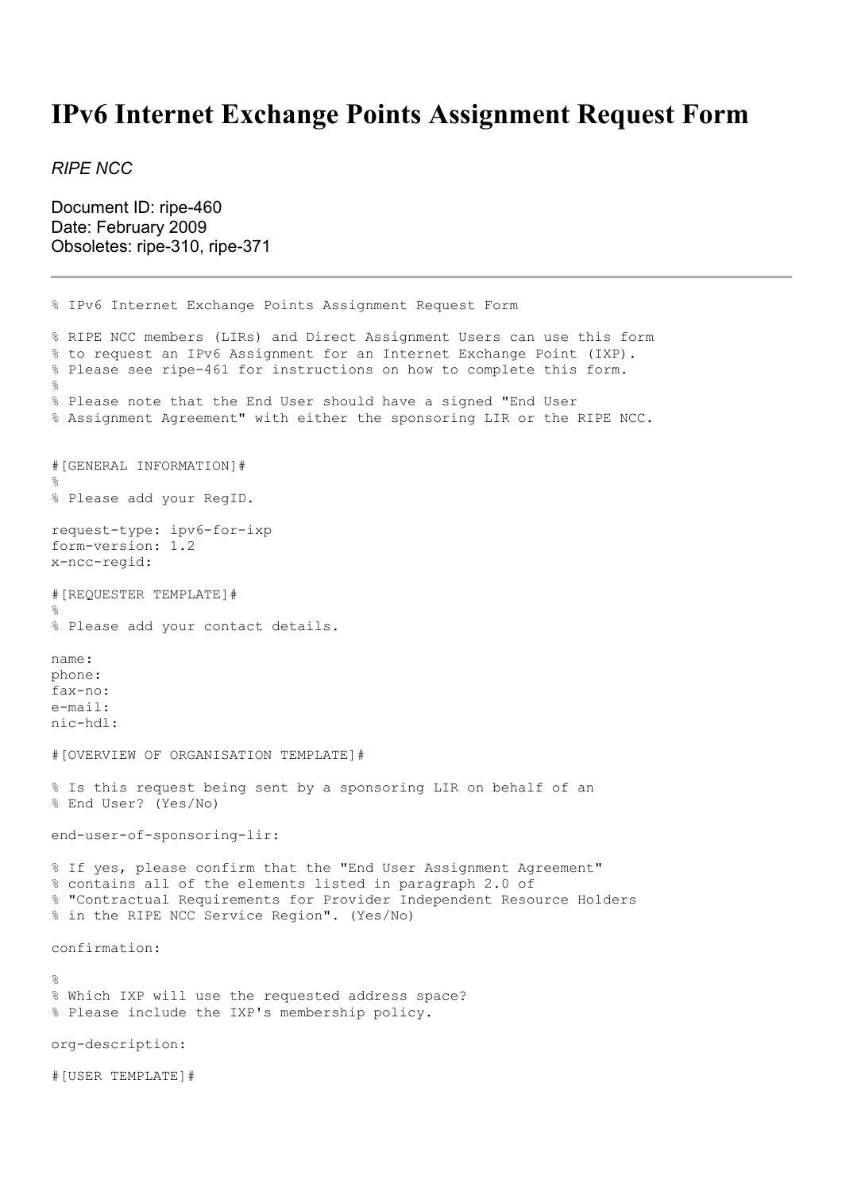# IPv6 Internet Exchange Points Assignment Request Form

*RIPE NCC*

Document ID: ripe-460
Date: February 2009
Obsoletes: ripe-310, ripe-371

---

```
% IPv6 Internet Exchange Points Assignment Request Form

% RIPE NCC members (LIRs) and Direct Assignment Users can use this form
% to request an IPv6 Assignment for an Internet Exchange Point (IXP).
% Please see ripe-461 for instructions on how to complete this form.
%
% Please note that the End User should have a signed "End User
% Assignment Agreement" with either the sponsoring LIR or the RIPE NCC.


#[GENERAL INFORMATION]#
%
% Please add your RegID.

request-type: ipv6-for-ixp
form-version: 1.2
x-ncc-regid:

#[REQUESTER TEMPLATE]#
%
% Please add your contact details.

name:
phone:
fax-no:
e-mail:
nic-hdl:

#[OVERVIEW OF ORGANISATION TEMPLATE]#

% Is this request being sent by a sponsoring LIR on behalf of an
% End User? (Yes/No)

end-user-of-sponsoring-lir:

% If yes, please confirm that the "End User Assignment Agreement"
% contains all of the elements listed in paragraph 2.0 of
% "Contractual Requirements for Provider Independent Resource Holders
% in the RIPE NCC Service Region". (Yes/No)

confirmation:

%
% Which IXP will use the requested address space?
% Please include the IXP's membership policy.

org-description:

#[USER TEMPLATE]#
```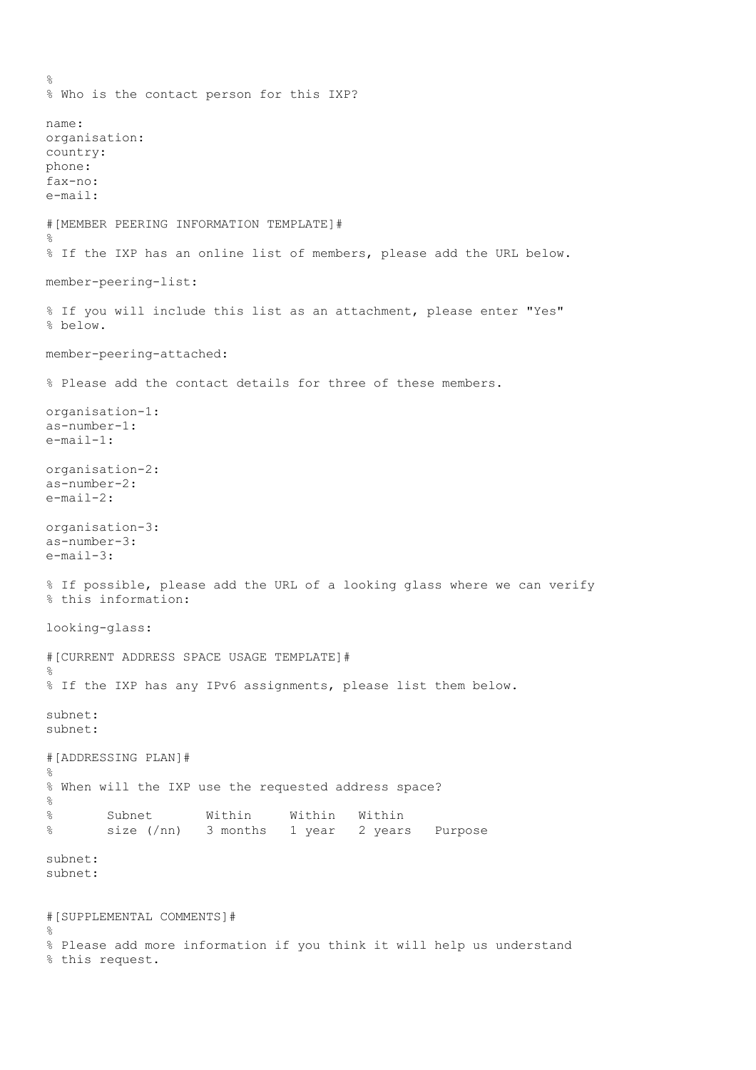```
%
% Who is the contact person for this IXP?

name:
organisation:
country:
phone:
fax-no:
e-mail:

#[MEMBER PEERING INFORMATION TEMPLATE]#
%
% If the IXP has an online list of members, please add the URL below.

member-peering-list:

% If you will include this list as an attachment, please enter "Yes"
% below.

member-peering-attached:

% Please add the contact details for three of these members.

organisation-1:
as-number-1:
e-mail-1:

organisation-2:
as-number-2:
e-mail-2:

organisation-3:
as-number-3:
e-mail-3:

% If possible, please add the URL of a looking glass where we can verify
% this information:

looking-glass:

#[CURRENT ADDRESS SPACE USAGE TEMPLATE]#
%
% If the IXP has any IPv6 assignments, please list them below.

subnet:
subnet:

#[ADDRESSING PLAN]#
%
% When will the IXP use the requested address space?
%
%       Subnet       Within     Within   Within
%       size (/nn)   3 months   1 year   2 years   Purpose

subnet:
subnet:


#[SUPPLEMENTAL COMMENTS]#
%
% Please add more information if you think it will help us understand
% this request.
```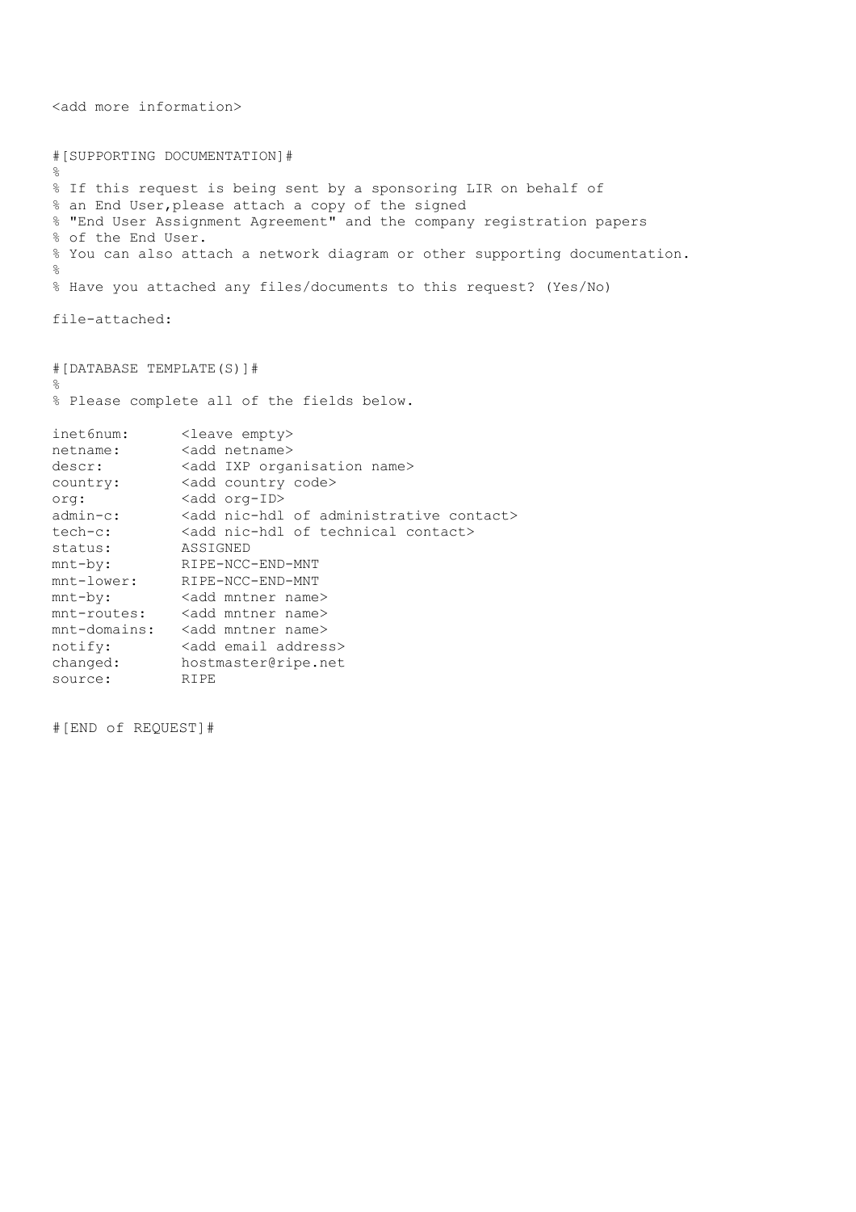```
<add more information>


#[SUPPORTING DOCUMENTATION]#
%
% If this request is being sent by a sponsoring LIR on behalf of
% an End User,please attach a copy of the signed
% "End User Assignment Agreement" and the company registration papers
% of the End User.
% You can also attach a network diagram or other supporting documentation.
%
% Have you attached any files/documents to this request? (Yes/No)

file-attached:


#[DATABASE TEMPLATE(S)]#
%
% Please complete all of the fields below.

inet6num:      <leave empty>
netname:       <add netname>
descr:         <add IXP organisation name>
country:       <add country code>
org:           <add org-ID>
admin-c:       <add nic-hdl of administrative contact>
tech-c:        <add nic-hdl of technical contact>
status:        ASSIGNED
mnt-by:        RIPE-NCC-END-MNT
mnt-lower:     RIPE-NCC-END-MNT
mnt-by:        <add mntner name>
mnt-routes:    <add mntner name>
mnt-domains:   <add mntner name>
notify:        <add email address>
changed:       hostmaster@ripe.net
source:        RIPE


#[END of REQUEST]#
```